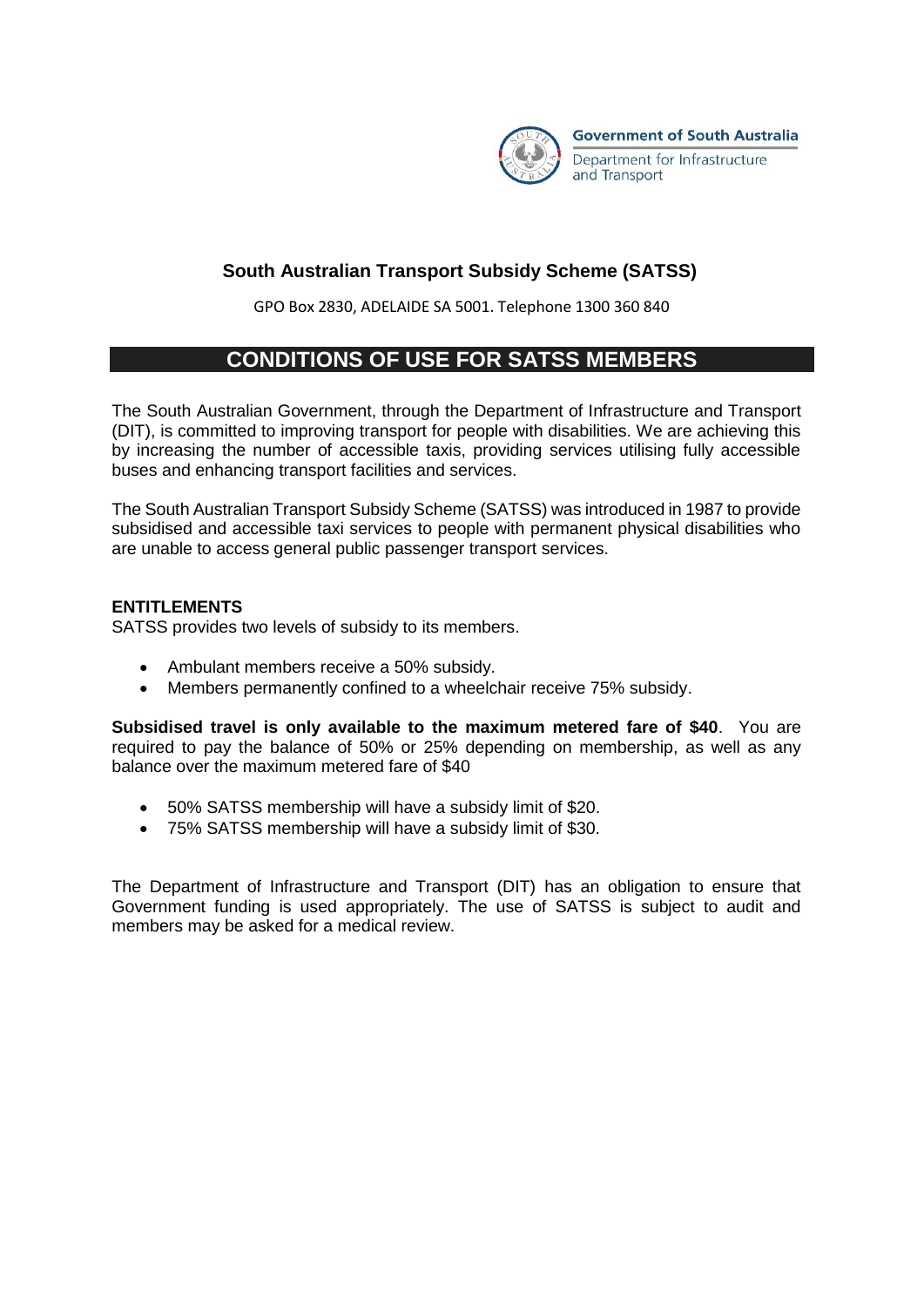Government of South Australia
Department for Infrastructure and Transport

# South Australian Transport Subsidy Scheme (SATSS)

GPO Box 2830, ADELAIDE SA 5001. Telephone 1300 360 840

## CONDITIONS OF USE FOR SATSS MEMBERS

The South Australian Government, through the Department of Infrastructure and Transport (DIT), is committed to improving transport for people with disabilities. We are achieving this by increasing the number of accessible taxis, providing services utilising fully accessible buses and enhancing transport facilities and services.

The South Australian Transport Subsidy Scheme (SATSS) was introduced in 1987 to provide subsidised and accessible taxi services to people with permanent physical disabilities who are unable to access general public passenger transport services.

### ENTITLEMENTS

SATSS provides two levels of subsidy to its members.

- Ambulant members receive a 50% subsidy.
- Members permanently confined to a wheelchair receive 75% subsidy.

**Subsidised travel is only available to the maximum metered fare of $40**. You are required to pay the balance of 50% or 25% depending on membership, as well as any balance over the maximum metered fare of $40

- 50% SATSS membership will have a subsidy limit of $20.
- 75% SATSS membership will have a subsidy limit of $30.

The Department of Infrastructure and Transport (DIT) has an obligation to ensure that Government funding is used appropriately. The use of SATSS is subject to audit and members may be asked for a medical review.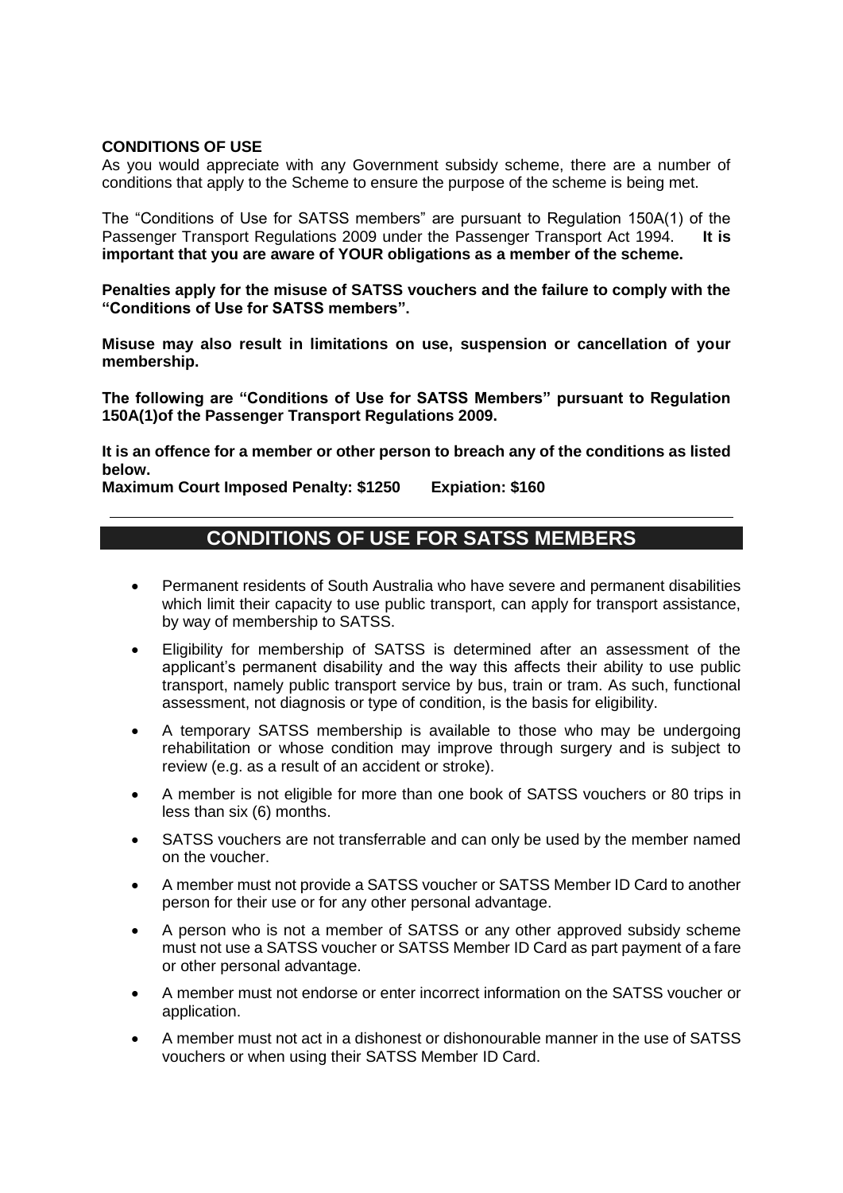**CONDITIONS OF USE**

As you would appreciate with any Government subsidy scheme, there are a number of conditions that apply to the Scheme to ensure the purpose of the scheme is being met.

The "Conditions of Use for SATSS members" are pursuant to Regulation 150A(1) of the Passenger Transport Regulations 2009 under the Passenger Transport Act 1994. **It is important that you are aware of YOUR obligations as a member of the scheme.**

**Penalties apply for the misuse of SATSS vouchers and the failure to comply with the "Conditions of Use for SATSS members".**

**Misuse may also result in limitations on use, suspension or cancellation of your membership.**

**The following are "Conditions of Use for SATSS Members" pursuant to Regulation 150A(1)of the Passenger Transport Regulations 2009.**

**It is an offence for a member or other person to breach any of the conditions as listed below.**

**Maximum Court Imposed Penalty: $1250 Expiation: $160**

## CONDITIONS OF USE FOR SATSS MEMBERS

- Permanent residents of South Australia who have severe and permanent disabilities which limit their capacity to use public transport, can apply for transport assistance, by way of membership to SATSS.
- Eligibility for membership of SATSS is determined after an assessment of the applicant's permanent disability and the way this affects their ability to use public transport, namely public transport service by bus, train or tram. As such, functional assessment, not diagnosis or type of condition, is the basis for eligibility.
- A temporary SATSS membership is available to those who may be undergoing rehabilitation or whose condition may improve through surgery and is subject to review (e.g. as a result of an accident or stroke).
- A member is not eligible for more than one book of SATSS vouchers or 80 trips in less than six (6) months.
- SATSS vouchers are not transferrable and can only be used by the member named on the voucher.
- A member must not provide a SATSS voucher or SATSS Member ID Card to another person for their use or for any other personal advantage.
- A person who is not a member of SATSS or any other approved subsidy scheme must not use a SATSS voucher or SATSS Member ID Card as part payment of a fare or other personal advantage.
- A member must not endorse or enter incorrect information on the SATSS voucher or application.
- A member must not act in a dishonest or dishonourable manner in the use of SATSS vouchers or when using their SATSS Member ID Card.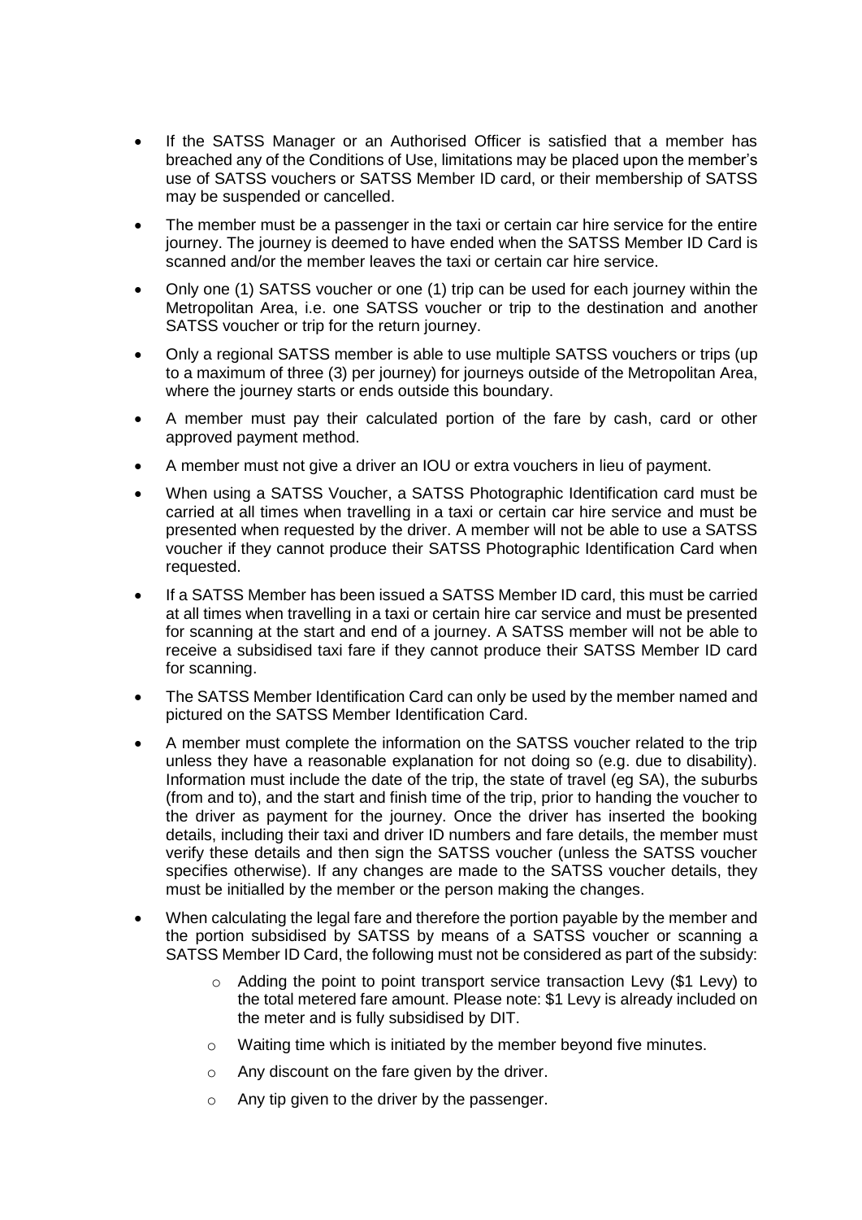- If the SATSS Manager or an Authorised Officer is satisfied that a member has breached any of the Conditions of Use, limitations may be placed upon the member's use of SATSS vouchers or SATSS Member ID card, or their membership of SATSS may be suspended or cancelled.
- The member must be a passenger in the taxi or certain car hire service for the entire journey. The journey is deemed to have ended when the SATSS Member ID Card is scanned and/or the member leaves the taxi or certain car hire service.
- Only one (1) SATSS voucher or one (1) trip can be used for each journey within the Metropolitan Area, i.e. one SATSS voucher or trip to the destination and another SATSS voucher or trip for the return journey.
- Only a regional SATSS member is able to use multiple SATSS vouchers or trips (up to a maximum of three (3) per journey) for journeys outside of the Metropolitan Area, where the journey starts or ends outside this boundary.
- A member must pay their calculated portion of the fare by cash, card or other approved payment method.
- A member must not give a driver an IOU or extra vouchers in lieu of payment.
- When using a SATSS Voucher, a SATSS Photographic Identification card must be carried at all times when travelling in a taxi or certain car hire service and must be presented when requested by the driver. A member will not be able to use a SATSS voucher if they cannot produce their SATSS Photographic Identification Card when requested.
- If a SATSS Member has been issued a SATSS Member ID card, this must be carried at all times when travelling in a taxi or certain hire car service and must be presented for scanning at the start and end of a journey. A SATSS member will not be able to receive a subsidised taxi fare if they cannot produce their SATSS Member ID card for scanning.
- The SATSS Member Identification Card can only be used by the member named and pictured on the SATSS Member Identification Card.
- A member must complete the information on the SATSS voucher related to the trip unless they have a reasonable explanation for not doing so (e.g. due to disability). Information must include the date of the trip, the state of travel (eg SA), the suburbs (from and to), and the start and finish time of the trip, prior to handing the voucher to the driver as payment for the journey. Once the driver has inserted the booking details, including their taxi and driver ID numbers and fare details, the member must verify these details and then sign the SATSS voucher (unless the SATSS voucher specifies otherwise). If any changes are made to the SATSS voucher details, they must be initialled by the member or the person making the changes.
- When calculating the legal fare and therefore the portion payable by the member and the portion subsidised by SATSS by means of a SATSS voucher or scanning a SATSS Member ID Card, the following must not be considered as part of the subsidy:
    - Adding the point to point transport service transaction Levy ($1 Levy) to the total metered fare amount. Please note: $1 Levy is already included on the meter and is fully subsidised by DIT.
    - Waiting time which is initiated by the member beyond five minutes.
    - Any discount on the fare given by the driver.
    - Any tip given to the driver by the passenger.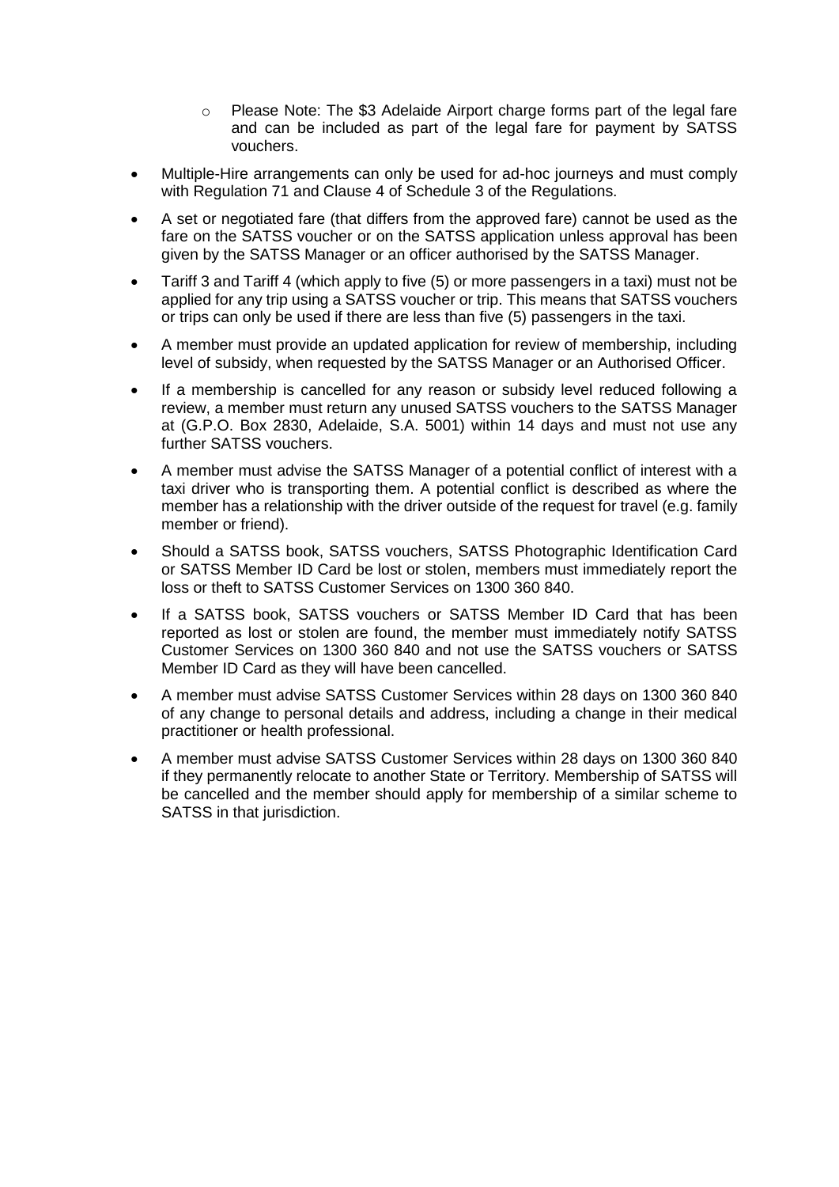- Please Note: The $3 Adelaide Airport charge forms part of the legal fare and can be included as part of the legal fare for payment by SATSS vouchers.

- Multiple-Hire arrangements can only be used for ad-hoc journeys and must comply with Regulation 71 and Clause 4 of Schedule 3 of the Regulations.
- A set or negotiated fare (that differs from the approved fare) cannot be used as the fare on the SATSS voucher or on the SATSS application unless approval has been given by the SATSS Manager or an officer authorised by the SATSS Manager.
- Tariff 3 and Tariff 4 (which apply to five (5) or more passengers in a taxi) must not be applied for any trip using a SATSS voucher or trip. This means that SATSS vouchers or trips can only be used if there are less than five (5) passengers in the taxi.
- A member must provide an updated application for review of membership, including level of subsidy, when requested by the SATSS Manager or an Authorised Officer.
- If a membership is cancelled for any reason or subsidy level reduced following a review, a member must return any unused SATSS vouchers to the SATSS Manager at (G.P.O. Box 2830, Adelaide, S.A. 5001) within 14 days and must not use any further SATSS vouchers.
- A member must advise the SATSS Manager of a potential conflict of interest with a taxi driver who is transporting them. A potential conflict is described as where the member has a relationship with the driver outside of the request for travel (e.g. family member or friend).
- Should a SATSS book, SATSS vouchers, SATSS Photographic Identification Card or SATSS Member ID Card be lost or stolen, members must immediately report the loss or theft to SATSS Customer Services on 1300 360 840.
- If a SATSS book, SATSS vouchers or SATSS Member ID Card that has been reported as lost or stolen are found, the member must immediately notify SATSS Customer Services on 1300 360 840 and not use the SATSS vouchers or SATSS Member ID Card as they will have been cancelled.
- A member must advise SATSS Customer Services within 28 days on 1300 360 840 of any change to personal details and address, including a change in their medical practitioner or health professional.
- A member must advise SATSS Customer Services within 28 days on 1300 360 840 if they permanently relocate to another State or Territory. Membership of SATSS will be cancelled and the member should apply for membership of a similar scheme to SATSS in that jurisdiction.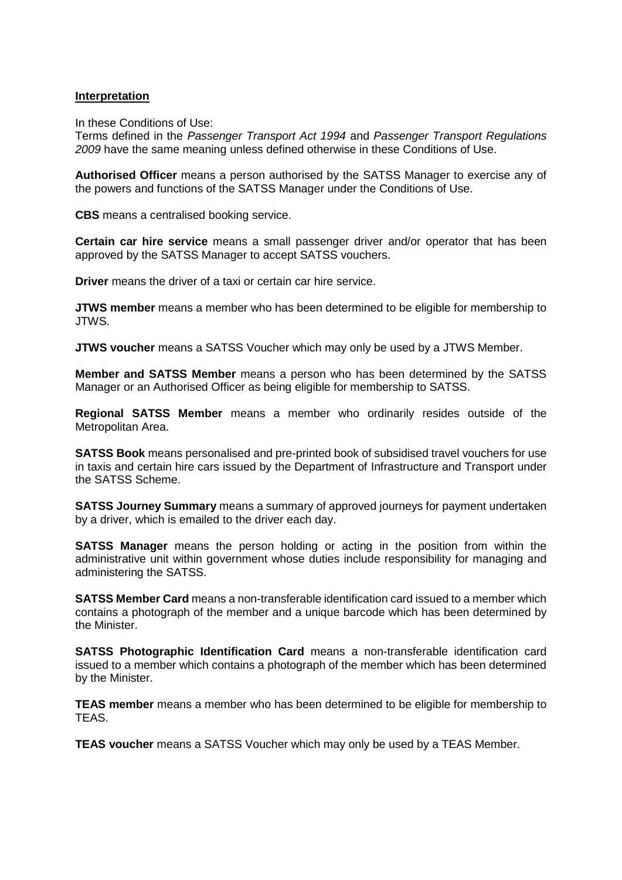## Interpretation

In these Conditions of Use:

Terms defined in the *Passenger Transport Act 1994* and *Passenger Transport Regulations 2009* have the same meaning unless defined otherwise in these Conditions of Use.

**Authorised Officer** means a person authorised by the SATSS Manager to exercise any of the powers and functions of the SATSS Manager under the Conditions of Use.

**CBS** means a centralised booking service.

**Certain car hire service** means a small passenger driver and/or operator that has been approved by the SATSS Manager to accept SATSS vouchers.

**Driver** means the driver of a taxi or certain car hire service.

**JTWS member** means a member who has been determined to be eligible for membership to JTWS.

**JTWS voucher** means a SATSS Voucher which may only be used by a JTWS Member.

**Member and SATSS Member** means a person who has been determined by the SATSS Manager or an Authorised Officer as being eligible for membership to SATSS.

**Regional SATSS Member** means a member who ordinarily resides outside of the Metropolitan Area.

**SATSS Book** means personalised and pre-printed book of subsidised travel vouchers for use in taxis and certain hire cars issued by the Department of Infrastructure and Transport under the SATSS Scheme.

**SATSS Journey Summary** means a summary of approved journeys for payment undertaken by a driver, which is emailed to the driver each day.

**SATSS Manager** means the person holding or acting in the position from within the administrative unit within government whose duties include responsibility for managing and administering the SATSS.

**SATSS Member Card** means a non-transferable identification card issued to a member which contains a photograph of the member and a unique barcode which has been determined by the Minister.

**SATSS Photographic Identification Card** means a non-transferable identification card issued to a member which contains a photograph of the member which has been determined by the Minister.

**TEAS member** means a member who has been determined to be eligible for membership to TEAS.

**TEAS voucher** means a SATSS Voucher which may only be used by a TEAS Member.